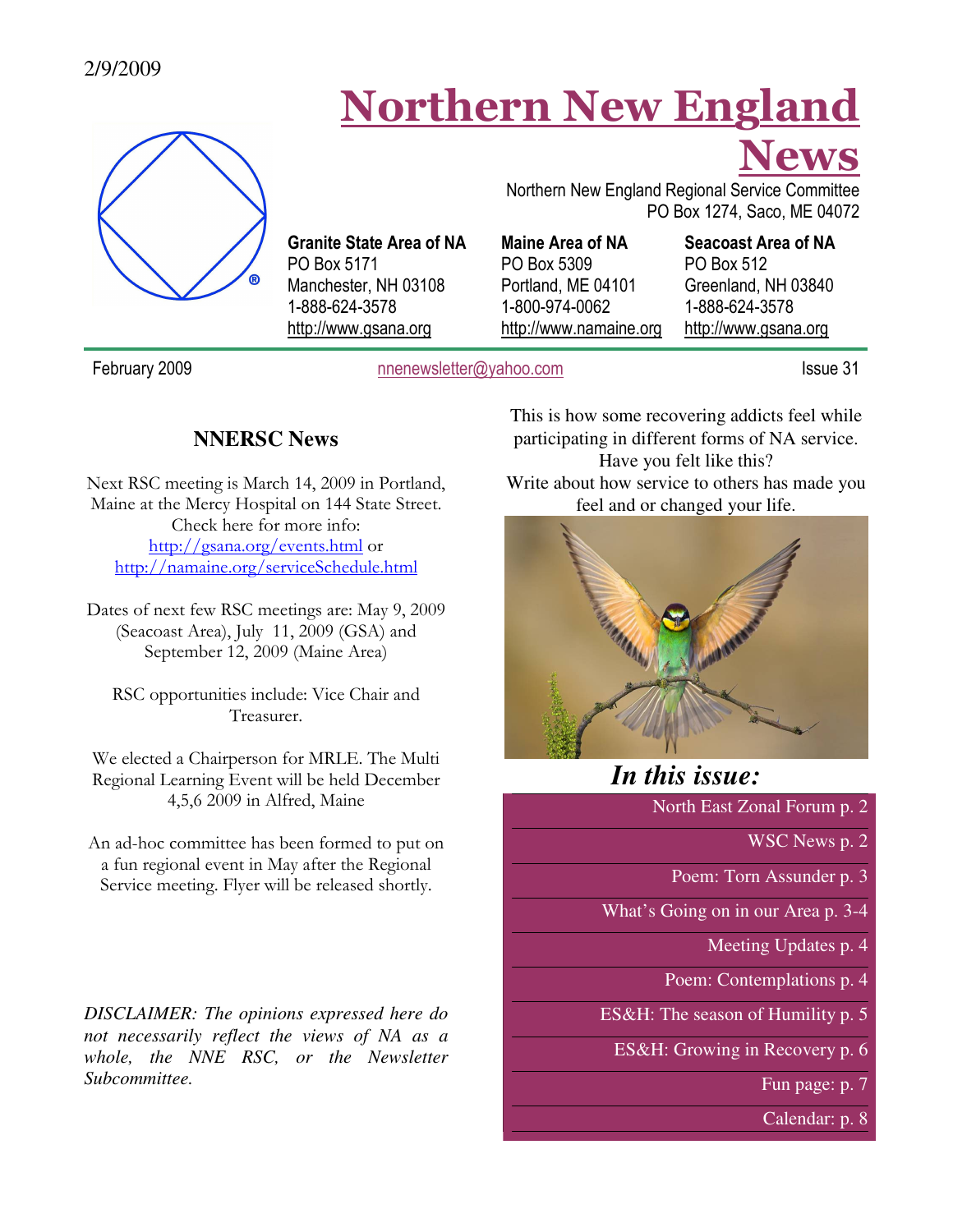2/9/2009

# Northern New England News

Northern New England Regional Service Committee
PO Box 1274, Saco, ME 04072

**Granite State Area of NA**
PO Box 5171
Manchester, NH 03108
1-888-624-3578
http://www.gsana.org

**Maine Area of NA**
PO Box 5309
Portland, ME 04101
1-800-974-0062
http://www.namaine.org

**Seacoast Area of NA**
PO Box 512
Greenland, NH 03840
1-888-624-3578
http://www.gsana.org

February 2009 | nnenewsletter@yahoo.com | Issue 31

## NNERSC News

Next RSC meeting is March 14, 2009 in Portland, Maine at the Mercy Hospital on 144 State Street. Check here for more info: http://gsana.org/events.html or http://namaine.org/serviceSchedule.html

Dates of next few RSC meetings are: May 9, 2009 (Seacoast Area), July 11, 2009 (GSA) and September 12, 2009 (Maine Area)

RSC opportunities include: Vice Chair and Treasurer.

We elected a Chairperson for MRLE. The Multi Regional Learning Event will be held December 4,5,6 2009 in Alfred, Maine

An ad-hoc committee has been formed to put on a fun regional event in May after the Regional Service meeting. Flyer will be released shortly.

*DISCLAIMER: The opinions expressed here do not necessarily reflect the views of NA as a whole, the NNE RSC, or the Newsletter Subcommittee.*

This is how some recovering addicts feel while participating in different forms of NA service. Have you felt like this?
Write about how service to others has made you feel and or changed your life.

## *In this issue:*

- North East Zonal Forum p. 2
- WSC News p. 2
- Poem: Torn Assunder p. 3
- What's Going on in our Area p. 3-4
- Meeting Updates p. 4
- Poem: Contemplations p. 4
- ES&H: The season of Humility p. 5
- ES&H: Growing in Recovery p. 6
- Fun page: p. 7
- Calendar: p. 8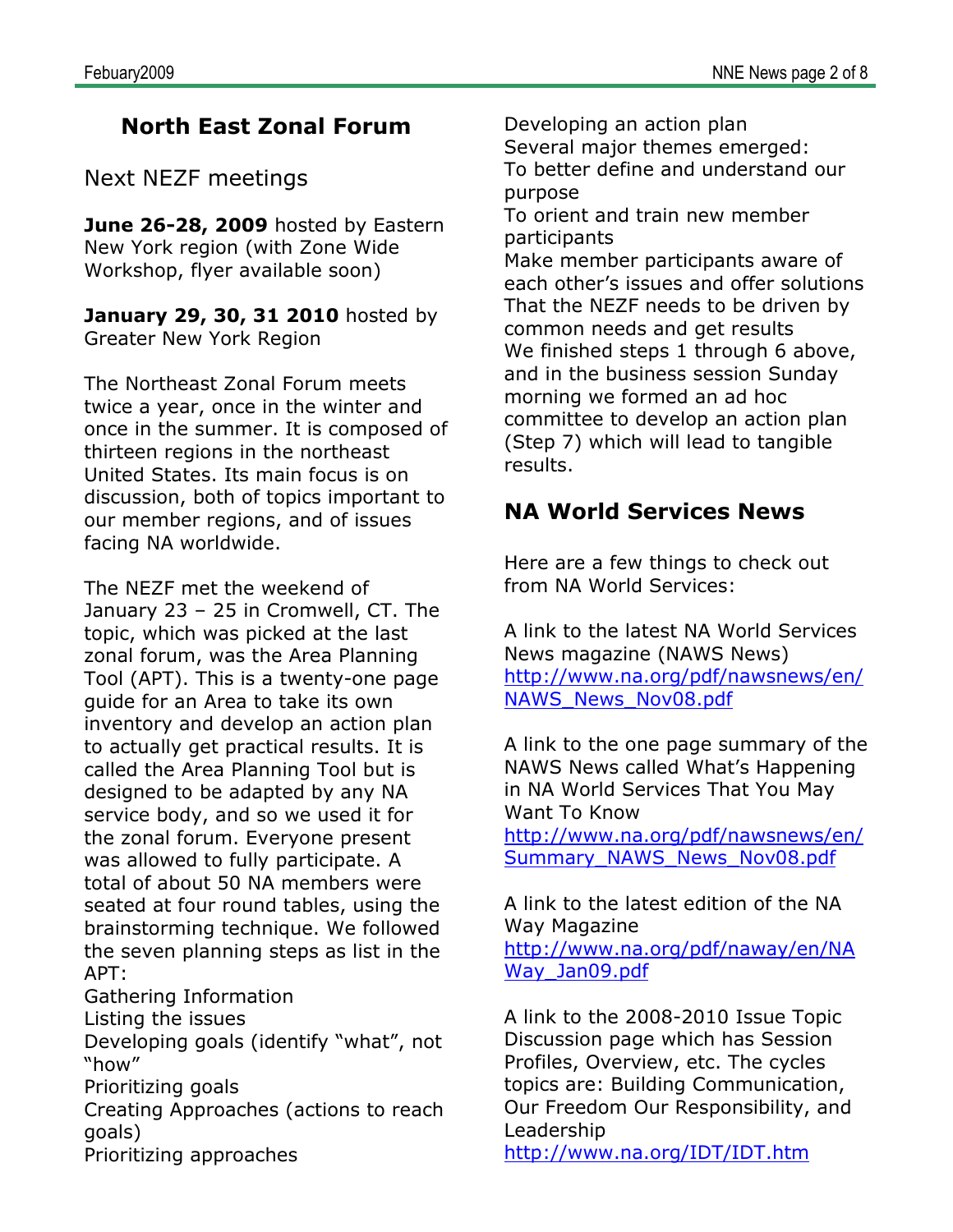## North East Zonal Forum

### Next NEZF meetings

**June 26-28, 2009** hosted by Eastern New York region (with Zone Wide Workshop, flyer available soon)

**January 29, 30, 31 2010** hosted by Greater New York Region

The Northeast Zonal Forum meets twice a year, once in the winter and once in the summer. It is composed of thirteen regions in the northeast United States. Its main focus is on discussion, both of topics important to our member regions, and of issues facing NA worldwide.

The NEZF met the weekend of January 23 – 25 in Cromwell, CT. The topic, which was picked at the last zonal forum, was the Area Planning Tool (APT). This is a twenty-one page guide for an Area to take its own inventory and develop an action plan to actually get practical results. It is called the Area Planning Tool but is designed to be adapted by any NA service body, and so we used it for the zonal forum. Everyone present was allowed to fully participate. A total of about 50 NA members were seated at four round tables, using the brainstorming technique. We followed the seven planning steps as list in the APT:

Gathering Information
Listing the issues
Developing goals (identify "what", not "how"
Prioritizing goals
Creating Approaches (actions to reach goals)
Prioritizing approaches
Developing an action plan

Several major themes emerged:
To better define and understand our purpose
To orient and train new member participants
Make member participants aware of each other's issues and offer solutions
That the NEZF needs to be driven by common needs and get results

We finished steps 1 through 6 above, and in the business session Sunday morning we formed an ad hoc committee to develop an action plan (Step 7) which will lead to tangible results.

## NA World Services News

Here are a few things to check out from NA World Services:

A link to the latest NA World Services News magazine (NAWS News)
http://www.na.org/pdf/nawsnews/en/NAWS_News_Nov08.pdf

A link to the one page summary of the NAWS News called What's Happening in NA World Services That You May Want To Know
http://www.na.org/pdf/nawsnews/en/Summary_NAWS_News_Nov08.pdf

A link to the latest edition of the NA Way Magazine
http://www.na.org/pdf/naway/en/NAWay_Jan09.pdf

A link to the 2008-2010 Issue Topic Discussion page which has Session Profiles, Overview, etc. The cycles topics are: Building Communication, Our Freedom Our Responsibility, and Leadership
http://www.na.org/IDT/IDT.htm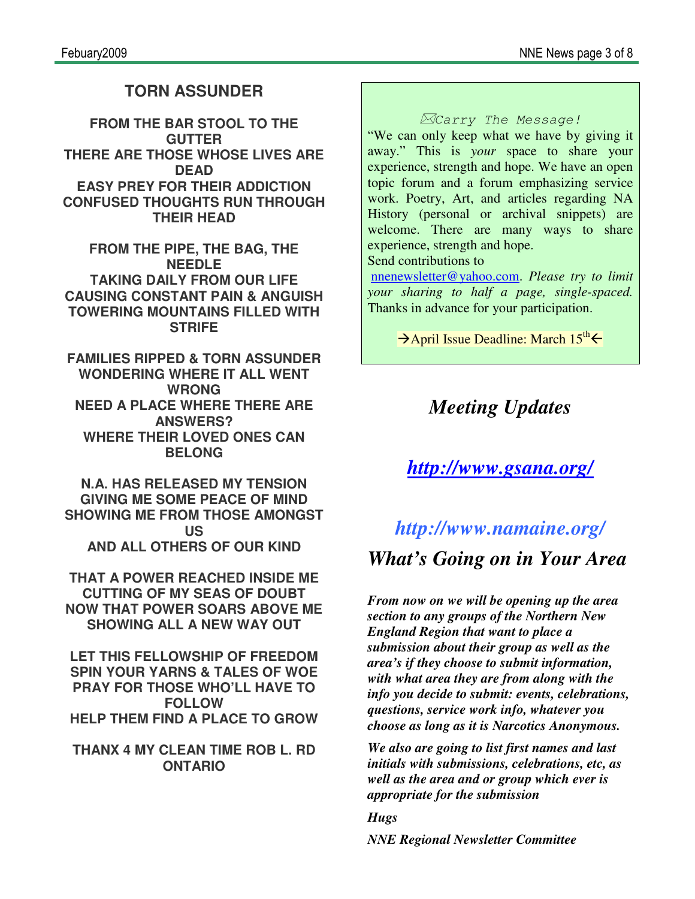## TORN ASSUNDER

**FROM THE BAR STOOL TO THE GUTTER**
**THERE ARE THOSE WHOSE LIVES ARE DEAD**
**EASY PREY FOR THEIR ADDICTION**
**CONFUSED THOUGHTS RUN THROUGH THEIR HEAD**

**FROM THE PIPE, THE BAG, THE NEEDLE**
**TAKING DAILY FROM OUR LIFE**
**CAUSING CONSTANT PAIN & ANGUISH**
**TOWERING MOUNTAINS FILLED WITH STRIFE**

**FAMILIES RIPPED & TORN ASSUNDER**
**WONDERING WHERE IT ALL WENT WRONG**
**NEED A PLACE WHERE THERE ARE ANSWERS?**
**WHERE THEIR LOVED ONES CAN BELONG**

**N.A. HAS RELEASED MY TENSION**
**GIVING ME SOME PEACE OF MIND**
**SHOWING ME FROM THOSE AMONGST US**
**AND ALL OTHERS OF OUR KIND**

**THAT A POWER REACHED INSIDE ME**
**CUTTING OF MY SEAS OF DOUBT**
**NOW THAT POWER SOARS ABOVE ME**
**SHOWING ALL A NEW WAY OUT**

**LET THIS FELLOWSHIP OF FREEDOM**
**SPIN YOUR YARNS & TALES OF WOE**
**PRAY FOR THOSE WHO'LL HAVE TO FOLLOW**
**HELP THEM FIND A PLACE TO GROW**

**THANX 4 MY CLEAN TIME ROB L. RD ONTARIO**

---

*Carry The Message!*

"We can only keep what we have by giving it away." This is *your* space to share your experience, strength and hope. We have an open topic forum and a forum emphasizing service work. Poetry, Art, and articles regarding NA History (personal or archival snippets) are welcome. There are many ways to share experience, strength and hope.
Send contributions to nnenewsletter@yahoo.com. *Please try to limit your sharing to half a page, single-spaced.* Thanks in advance for your participation.

→April Issue Deadline: March 15th←

---

## *Meeting Updates*

## *http://www.gsana.org/*

## *http://www.namaine.org/*

## *What's Going on in Your Area*

***From now on we will be opening up the area section to any groups of the Northern New England Region that want to place a submission about their group as well as the area's if they choose to submit information, with what area they are from along with the info you decide to submit: events, celebrations, questions, service work info, whatever you choose as long as it is Narcotics Anonymous.***

***We also are going to list first names and last initials with submissions, celebrations, etc, as well as the area and or group which ever is appropriate for the submission***

***Hugs***

***NNE Regional Newsletter Committee***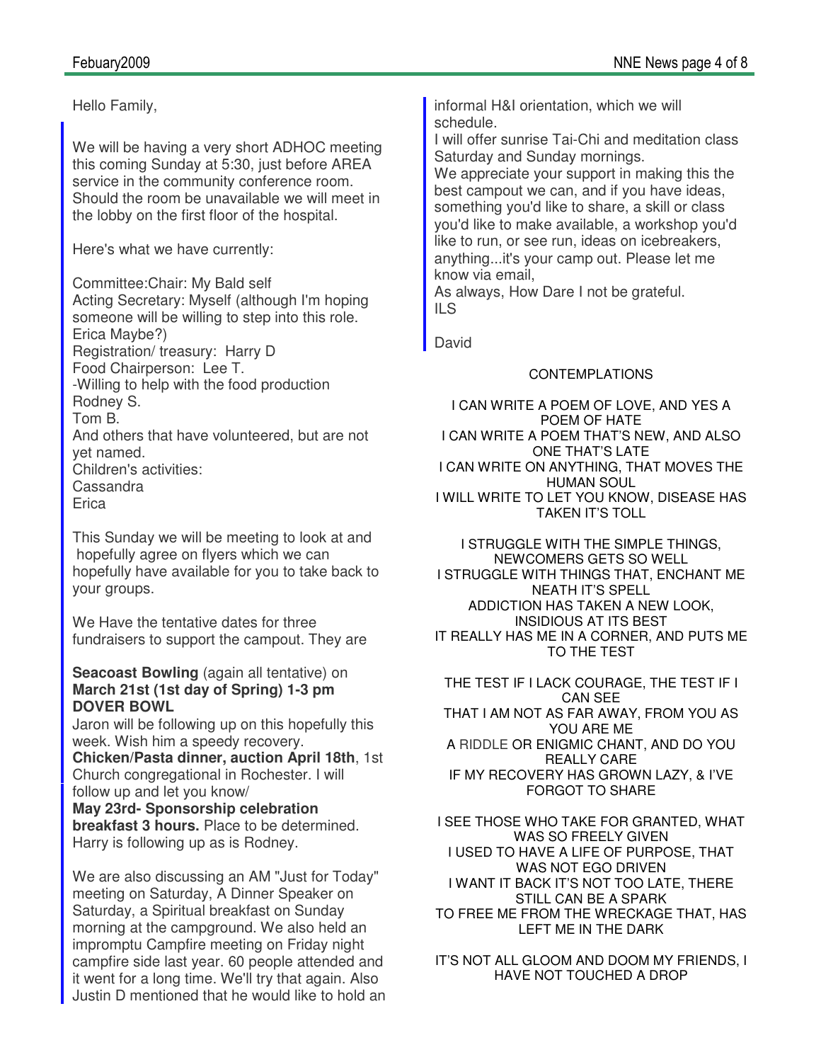Hello Family,

We will be having a very short ADHOC meeting this coming Sunday at 5:30, just before AREA service in the community conference room. Should the room be unavailable we will meet in the lobby on the first floor of the hospital.

Here's what we have currently:

Committee:Chair: My Bald self
Acting Secretary: Myself (although I'm hoping someone will be willing to step into this role. Erica Maybe?)
Registration/ treasury: Harry D
Food Chairperson: Lee T.
-Willing to help with the food production
Rodney S.
Tom B.
And others that have volunteered, but are not yet named.
Children's activities:
Cassandra
Erica

This Sunday we will be meeting to look at and hopefully agree on flyers which we can hopefully have available for you to take back to your groups.

We Have the tentative dates for three fundraisers to support the campout. They are

**Seacoast Bowling** (again all tentative) on **March 21st (1st day of Spring) 1-3 pm DOVER BOWL**
Jaron will be following up on this hopefully this week. Wish him a speedy recovery.
**Chicken/Pasta dinner, auction April 18th**, 1st Church congregational in Rochester. I will follow up and let you know/
**May 23rd- Sponsorship celebration breakfast 3 hours.** Place to be determined. Harry is following up as is Rodney.

We are also discussing an AM "Just for Today" meeting on Saturday, A Dinner Speaker on Saturday, a Spiritual breakfast on Sunday morning at the campground. We also held an impromptu Campfire meeting on Friday night campfire side last year. 60 people attended and it went for a long time. We'll try that again. Also Justin D mentioned that he would like to hold an informal H&I orientation, which we will schedule.
I will offer sunrise Tai-Chi and meditation class Saturday and Sunday mornings.
We appreciate your support in making this the best campout we can, and if you have ideas, something you'd like to share, a skill or class you'd like to make available, a workshop you'd like to run, or see run, ideas on icebreakers, anything...it's your camp out. Please let me know via email,
As always, How Dare I not be grateful.
ILS

David

CONTEMPLATIONS

I CAN WRITE A POEM OF LOVE, AND YES A POEM OF HATE
I CAN WRITE A POEM THAT'S NEW, AND ALSO ONE THAT'S LATE
I CAN WRITE ON ANYTHING, THAT MOVES THE HUMAN SOUL
I WILL WRITE TO LET YOU KNOW, DISEASE HAS TAKEN IT'S TOLL

I STRUGGLE WITH THE SIMPLE THINGS, NEWCOMERS GETS SO WELL
I STRUGGLE WITH THINGS THAT, ENCHANT ME NEATH IT'S SPELL
ADDICTION HAS TAKEN A NEW LOOK, INSIDIOUS AT ITS BEST
IT REALLY HAS ME IN A CORNER, AND PUTS ME TO THE TEST

THE TEST IF I LACK COURAGE, THE TEST IF I CAN SEE
THAT I AM NOT AS FAR AWAY, FROM YOU AS YOU ARE ME
A RIDDLE OR ENIGMIC CHANT, AND DO YOU REALLY CARE
IF MY RECOVERY HAS GROWN LAZY, & I'VE FORGOT TO SHARE

I SEE THOSE WHO TAKE FOR GRANTED, WHAT WAS SO FREELY GIVEN
I USED TO HAVE A LIFE OF PURPOSE, THAT WAS NOT EGO DRIVEN
I WANT IT BACK IT'S NOT TOO LATE, THERE STILL CAN BE A SPARK
TO FREE ME FROM THE WRECKAGE THAT, HAS LEFT ME IN THE DARK

IT'S NOT ALL GLOOM AND DOOM MY FRIENDS, I HAVE NOT TOUCHED A DROP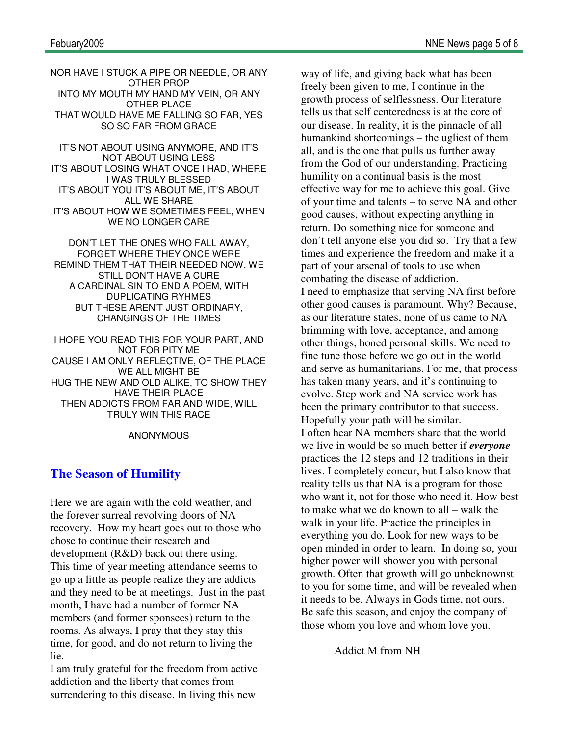NOR HAVE I STUCK A PIPE OR NEEDLE, OR ANY OTHER PROP
INTO MY MOUTH MY HAND MY VEIN, OR ANY OTHER PLACE
THAT WOULD HAVE ME FALLING SO FAR, YES SO SO FAR FROM GRACE

IT'S NOT ABOUT USING ANYMORE, AND IT'S NOT ABOUT USING LESS
IT'S ABOUT LOSING WHAT ONCE I HAD, WHERE I WAS TRULY BLESSED
IT'S ABOUT YOU IT'S ABOUT ME, IT'S ABOUT ALL WE SHARE
IT'S ABOUT HOW WE SOMETIMES FEEL, WHEN WE NO LONGER CARE

DON'T LET THE ONES WHO FALL AWAY, FORGET WHERE THEY ONCE WERE
REMIND THEM THAT THEIR NEEDED NOW, WE STILL DON'T HAVE A CURE
A CARDINAL SIN TO END A POEM, WITH DUPLICATING RYHMES
BUT THESE AREN'T JUST ORDINARY, CHANGINGS OF THE TIMES

I HOPE YOU READ THIS FOR YOUR PART, AND NOT FOR PITY ME
CAUSE I AM ONLY REFLECTIVE, OF THE PLACE WE ALL MIGHT BE
HUG THE NEW AND OLD ALIKE, TO SHOW THEY HAVE THEIR PLACE
THEN ADDICTS FROM FAR AND WIDE, WILL TRULY WIN THIS RACE

ANONYMOUS

## The Season of Humility

Here we are again with the cold weather, and the forever surreal revolving doors of NA recovery. How my heart goes out to those who chose to continue their research and development (R&D) back out there using. This time of year meeting attendance seems to go up a little as people realize they are addicts and they need to be at meetings. Just in the past month, I have had a number of former NA members (and former sponsees) return to the rooms. As always, I pray that they stay this time, for good, and do not return to living the lie.

I am truly grateful for the freedom from active addiction and the liberty that comes from surrendering to this disease. In living this new way of life, and giving back what has been freely been given to me, I continue in the growth process of selflessness. Our literature tells us that self centeredness is at the core of our disease. In reality, it is the pinnacle of all humankind shortcomings – the ugliest of them all, and is the one that pulls us further away from the God of our understanding. Practicing humility on a continual basis is the most effective way for me to achieve this goal. Give of your time and talents – to serve NA and other good causes, without expecting anything in return. Do something nice for someone and don't tell anyone else you did so. Try that a few times and experience the freedom and make it a part of your arsenal of tools to use when combating the disease of addiction.

I need to emphasize that serving NA first before other good causes is paramount. Why? Because, as our literature states, none of us came to NA brimming with love, acceptance, and among other things, honed personal skills. We need to fine tune those before we go out in the world and serve as humanitarians. For me, that process has taken many years, and it's continuing to evolve. Step work and NA service work has been the primary contributor to that success. Hopefully your path will be similar.

I often hear NA members share that the world we live in would be so much better if ***everyone*** practices the 12 steps and 12 traditions in their lives. I completely concur, but I also know that reality tells us that NA is a program for those who want it, not for those who need it. How best to make what we do known to all – walk the walk in your life. Practice the principles in everything you do. Look for new ways to be open minded in order to learn. In doing so, your higher power will shower you with personal growth. Often that growth will go unbeknownst to you for some time, and will be revealed when it needs to be. Always in Gods time, not ours. Be safe this season, and enjoy the company of those whom you love and whom love you.

Addict M from NH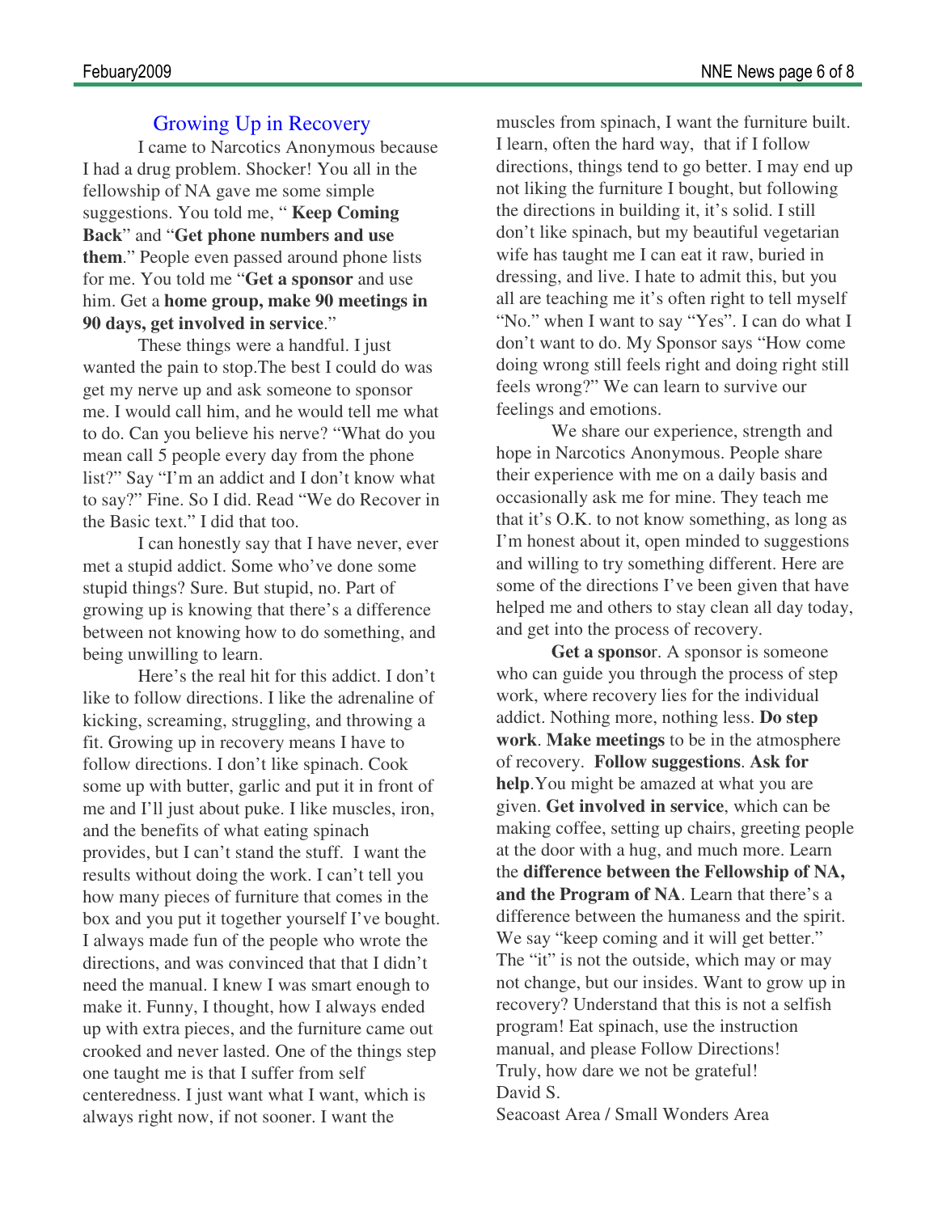## Growing Up in Recovery

I came to Narcotics Anonymous because I had a drug problem. Shocker! You all in the fellowship of NA gave me some simple suggestions. You told me, " **Keep Coming Back**" and "**Get phone numbers and use them**." People even passed around phone lists for me. You told me "**Get a sponsor** and use him. Get a **home group, make 90 meetings in 90 days, get involved in service**."

These things were a handful. I just wanted the pain to stop.The best I could do was get my nerve up and ask someone to sponsor me. I would call him, and he would tell me what to do. Can you believe his nerve? "What do you mean call 5 people every day from the phone list?" Say "I'm an addict and I don't know what to say?" Fine. So I did. Read "We do Recover in the Basic text." I did that too.

I can honestly say that I have never, ever met a stupid addict. Some who've done some stupid things? Sure. But stupid, no. Part of growing up is knowing that there's a difference between not knowing how to do something, and being unwilling to learn.

Here's the real hit for this addict. I don't like to follow directions. I like the adrenaline of kicking, screaming, struggling, and throwing a fit. Growing up in recovery means I have to follow directions. I don't like spinach. Cook some up with butter, garlic and put it in front of me and I'll just about puke. I like muscles, iron, and the benefits of what eating spinach provides, but I can't stand the stuff. I want the results without doing the work. I can't tell you how many pieces of furniture that comes in the box and you put it together yourself I've bought. I always made fun of the people who wrote the directions, and was convinced that that I didn't need the manual. I knew I was smart enough to make it. Funny, I thought, how I always ended up with extra pieces, and the furniture came out crooked and never lasted. One of the things step one taught me is that I suffer from self centeredness. I just want what I want, which is always right now, if not sooner. I want the muscles from spinach, I want the furniture built. I learn, often the hard way, that if I follow directions, things tend to go better. I may end up not liking the furniture I bought, but following the directions in building it, it's solid. I still don't like spinach, but my beautiful vegetarian wife has taught me I can eat it raw, buried in dressing, and live. I hate to admit this, but you all are teaching me it's often right to tell myself "No." when I want to say "Yes". I can do what I don't want to do. My Sponsor says "How come doing wrong still feels right and doing right still feels wrong?" We can learn to survive our feelings and emotions.

We share our experience, strength and hope in Narcotics Anonymous. People share their experience with me on a daily basis and occasionally ask me for mine. They teach me that it's O.K. to not know something, as long as I'm honest about it, open minded to suggestions and willing to try something different. Here are some of the directions I've been given that have helped me and others to stay clean all day today, and get into the process of recovery.

**Get a sponso**r. A sponsor is someone who can guide you through the process of step work, where recovery lies for the individual addict. Nothing more, nothing less. **Do step work**. **Make meetings** to be in the atmosphere of recovery. **Follow suggestions**. **Ask for help**.You might be amazed at what you are given. **Get involved in service**, which can be making coffee, setting up chairs, greeting people at the door with a hug, and much more. Learn the **difference between the Fellowship of NA, and the Program of NA**. Learn that there's a difference between the humaness and the spirit. We say "keep coming and it will get better." The "it" is not the outside, which may or may not change, but our insides. Want to grow up in recovery? Understand that this is not a selfish program! Eat spinach, use the instruction manual, and please Follow Directions!
Truly, how dare we not be grateful!
David S.
Seacoast Area / Small Wonders Area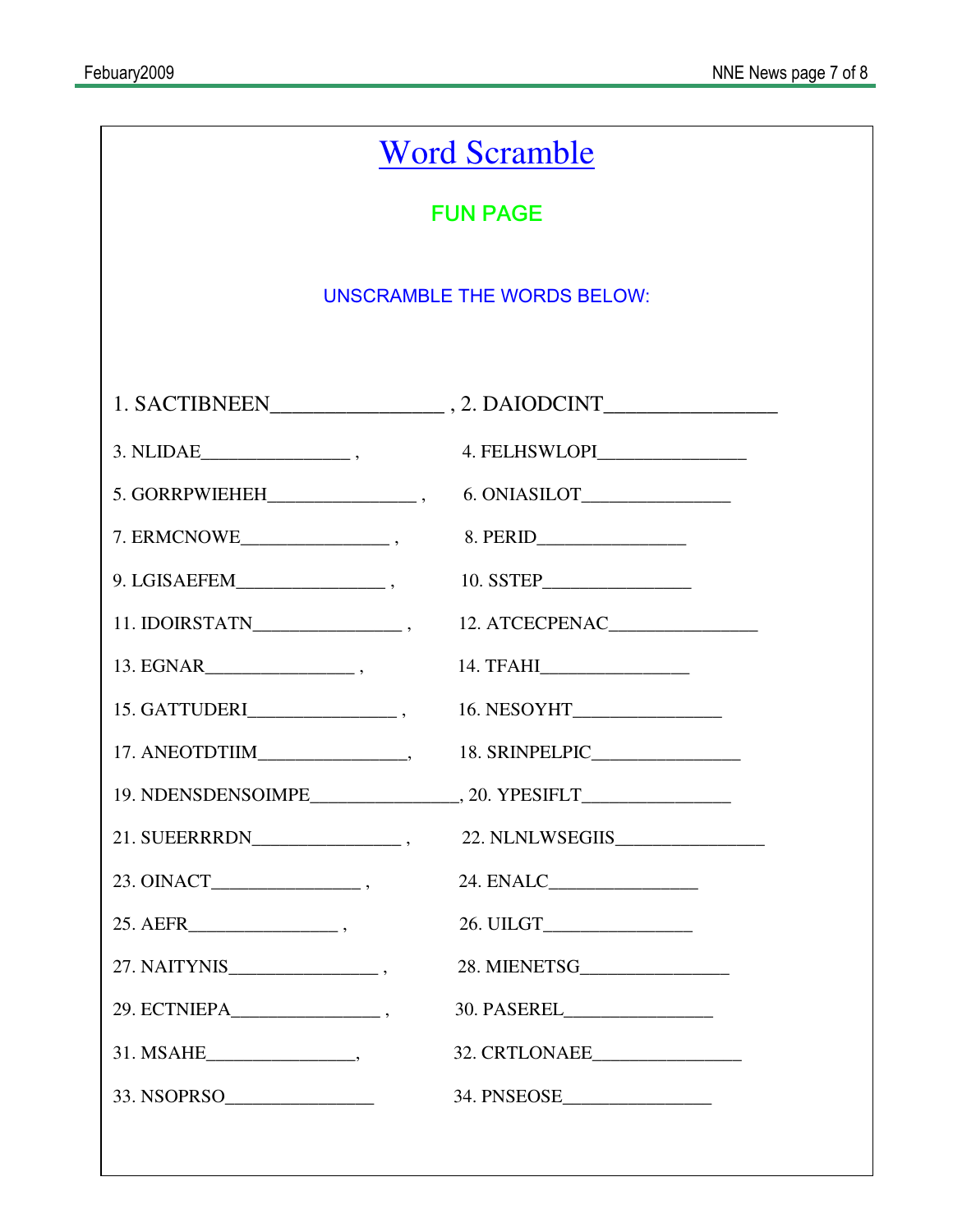# Word Scramble

## FUN PAGE

UNSCRAMBLE THE WORDS BELOW:

1. SACTIBNEEN________________ , 2. DAIODCINT________________

3. NLIDAE________________ , 4. FELHSWLOPI________________

5. GORRPWIEHEH________________ , 6. ONIASILOT________________

7. ERMCNOWE________________ , 8. PERID________________

9. LGISAEFEM________________ , 10. SSTEP________________

11. IDOIRSTATN________________ , 12. ATCECPENAC________________

13. EGNAR________________ , 14. TFAHI________________

15. GATTUDERI________________ , 16. NESOYHT________________

17. ANEOTDTIIM________________, 18. SRINPELPIC________________

19. NDENSDENSOIMPE________________, 20. YPESIFLT________________

21. SUEERRRDN________________ , 22. NLNLWSEGIIS________________

23. OINACT________________ , 24. ENALC________________

25. AEFR________________ , 26. UILGT________________

27. NAITYNIS________________ , 28. MIENETSG________________

29. ECTNIEPA________________ , 30. PASEREL________________

31. MSAHE________________, 32. CRTLONAEE________________

33. NSOPRSO________________ 34. PNSEOSE________________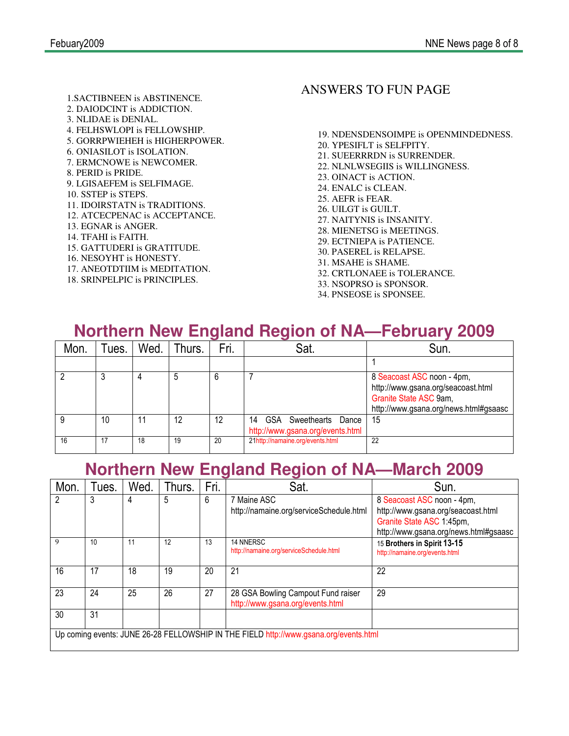## ANSWERS TO FUN PAGE

1.SACTIBNEEN is ABSTINENCE.
2. DAIODCINT is ADDICTION.
3. NLIDAE is DENIAL.
4. FELHSWLOPI is FELLOWSHIP.
5. GORRPWIEHEH is HIGHERPOWER.
6. ONIASILOT is ISOLATION.
7. ERMCNOWE is NEWCOMER.
8. PERID is PRIDE.
9. LGISAEFEM is SELFIMAGE.
10. SSTEP is STEPS.
11. IDOIRSTATN is TRADITIONS.
12. ATCECPENAC is ACCEPTANCE.
13. EGNAR is ANGER.
14. TFAHI is FAITH.
15. GATTUDERI is GRATITUDE.
16. NESOYHT is HONESTY.
17. ANEOTDTIIM is MEDITATION.
18. SRINPELPIC is PRINCIPLES.
19. NDENSDENSOIMPE is OPENMINDEDNESS.
20. YPESIFLT is SELFPITY.
21. SUEERRRDN is SURRENDER.
22. NLNLWSEGIIS is WILLINGNESS.
23. OINACT is ACTION.
24. ENALC is CLEAN.
25. AEFR is FEAR.
26. UILGT is GUILT.
27. NAITYNIS is INSANITY.
28. MIENETSG is MEETINGS.
29. ECTNIEPA is PATIENCE.
30. PASEREL is RELAPSE.
31. MSAHE is SHAME.
32. CRTLONAEE is TOLERANCE.
33. NSOPRSO is SPONSOR.
34. PNSEOSE is SPONSEE.

## Northern New England Region of NA—February 2009

| Mon. | Tues. | Wed. | Thurs. | Fri. | Sat. | Sun. |
|---|---|---|---|---|---|---|
| | | | | | | 1 |
| 2 | 3 | 4 | 5 | 6 | 7 | 8 Seacoast ASC noon - 4pm, http://www.gsana.org/seacoast.html Granite State ASC 9am, http://www.gsana.org/news.html#gsaasc |
| 9 | 10 | 11 | 12 | 12 | 14 GSA Sweethearts Dance http://www.gsana.org/events.html | 15 |
| 16 | 17 | 18 | 19 | 20 | 21http://namaine.org/events.html | 22 |

## Northern New England Region of NA—March 2009

| Mon. | Tues. | Wed. | Thurs. | Fri. | Sat. | Sun. |
|---|---|---|---|---|---|---|
| 2 | 3 | 4 | 5 | 6 | 7 Maine ASC http://namaine.org/serviceSchedule.html | 8 Seacoast ASC noon - 4pm, http://www.gsana.org/seacoast.html Granite State ASC 1:45pm, http://www.gsana.org/news.html#gsaasc |
| 9 | 10 | 11 | 12 | 13 | 14 NNERSC http://namaine.org/serviceSchedule.html | 15 **Brothers in Spirit 13-15** http://namaine.org/events.html |
| 16 | 17 | 18 | 19 | 20 | 21 | 22 |
| 23 | 24 | 25 | 26 | 27 | 28 GSA Bowling Campout Fund raiser http://www.gsana.org/events.html | 29 |
| 30 | 31 | | | | | |
| Up coming events: JUNE 26-28 FELLOWSHIP IN THE FIELD http://www.gsana.org/events.html | | | | | | |